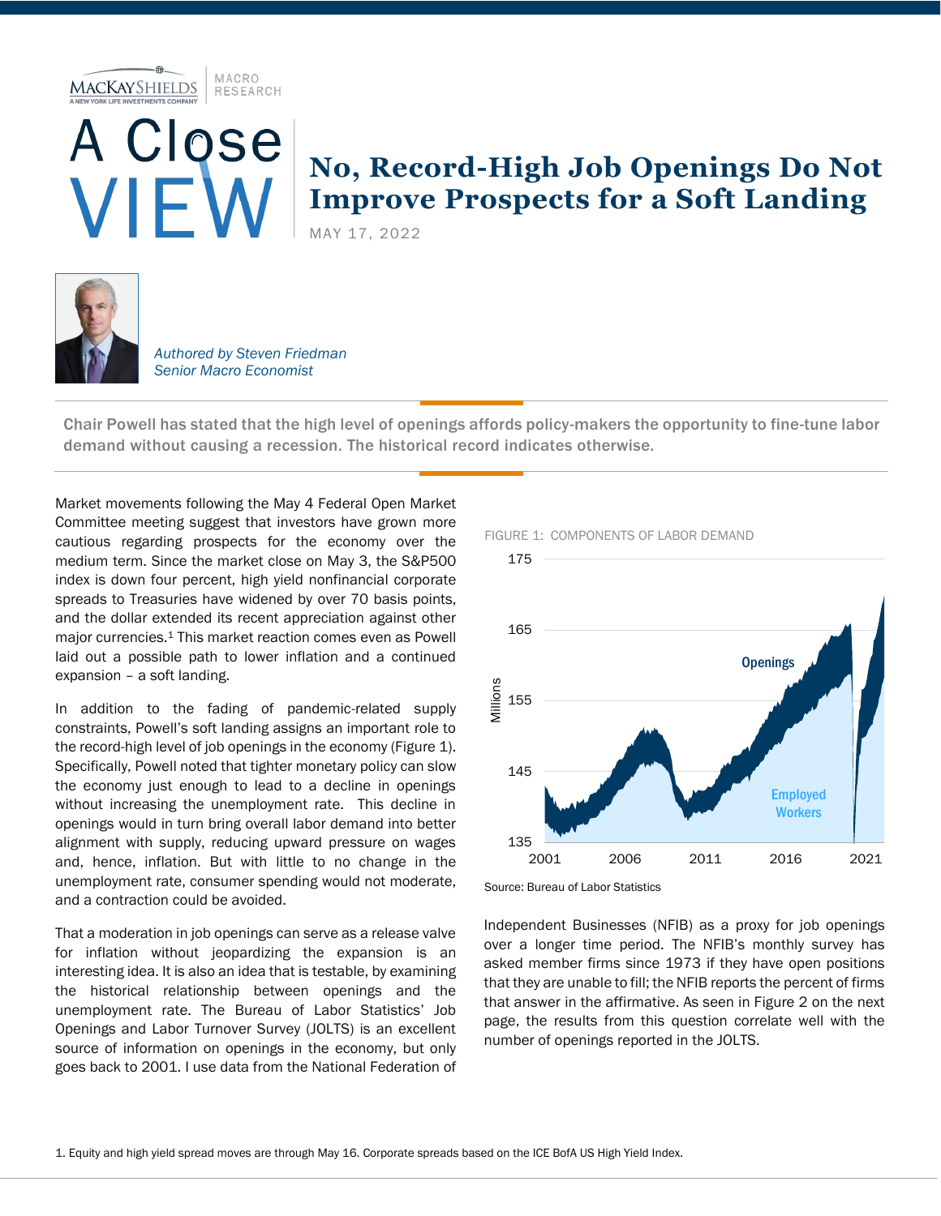MACKAY SHIELDS | MACRO RESEARCH

A Close VIEW

# No, Record-High Job Openings Do Not Improve Prospects for a Soft Landing

MAY 17, 2022

*Authored by Steven Friedman*
*Senior Macro Economist*

**Chair Powell has stated that the high level of openings affords policy-makers the opportunity to fine-tune labor demand without causing a recession. The historical record indicates otherwise.**

Market movements following the May 4 Federal Open Market Committee meeting suggest that investors have grown more cautious regarding prospects for the economy over the medium term. Since the market close on May 3, the S&P500 index is down four percent, high yield nonfinancial corporate spreads to Treasuries have widened by over 70 basis points, and the dollar extended its recent appreciation against other major currencies.[1] This market reaction comes even as Powell laid out a possible path to lower inflation and a continued expansion – a soft landing.

In addition to the fading of pandemic-related supply constraints, Powell's soft landing assigns an important role to the record-high level of job openings in the economy (Figure 1). Specifically, Powell noted that tighter monetary policy can slow the economy just enough to lead to a decline in openings without increasing the unemployment rate. This decline in openings would in turn bring overall labor demand into better alignment with supply, reducing upward pressure on wages and, hence, inflation. But with little to no change in the unemployment rate, consumer spending would not moderate, and a contraction could be avoided.

That a moderation in job openings can serve as a release valve for inflation without jeopardizing the expansion is an interesting idea. It is also an idea that is testable, by examining the historical relationship between openings and the unemployment rate. The Bureau of Labor Statistics' Job Openings and Labor Turnover Survey (JOLTS) is an excellent source of information on openings in the economy, but only goes back to 2001. I use data from the National Federation of Independent Businesses (NFIB) as a proxy for job openings over a longer time period. The NFIB's monthly survey has asked member firms since 1973 if they have open positions that they are unable to fill; the NFIB reports the percent of firms that answer in the affirmative. As seen in Figure 2 on the next page, the results from this question correlate well with the number of openings reported in the JOLTS.

FIGURE 1: COMPONENTS OF LABOR DEMAND

Source: Bureau of Labor Statistics

1. Equity and high yield spread moves are through May 16. Corporate spreads based on the ICE BofA US High Yield Index.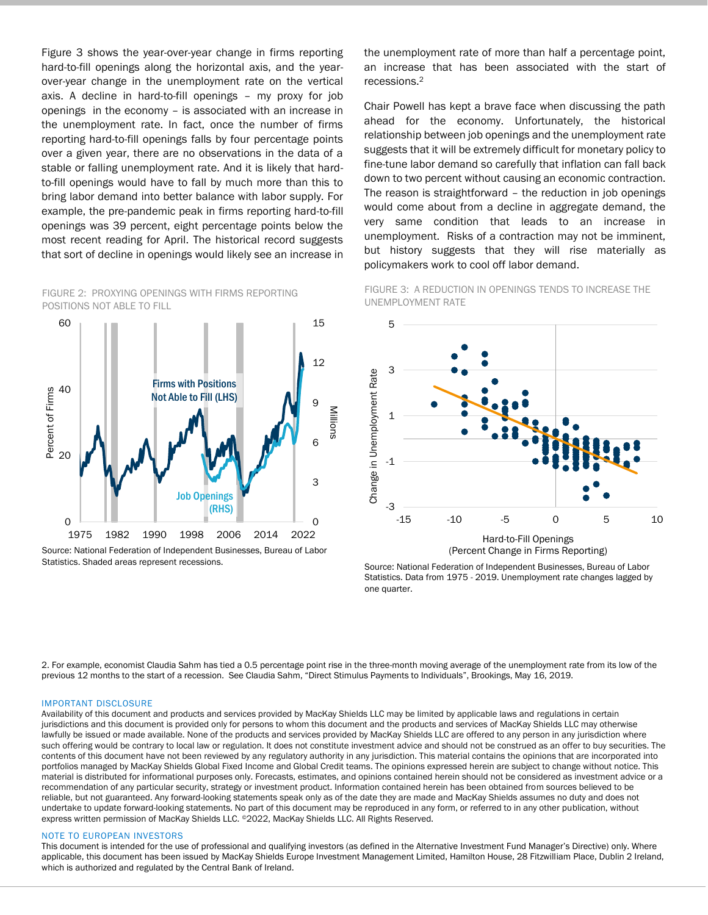Figure 3 shows the year-over-year change in firms reporting hard-to-fill openings along the horizontal axis, and the year-over-year change in the unemployment rate on the vertical axis. A decline in hard-to-fill openings – my proxy for job openings in the economy – is associated with an increase in the unemployment rate. In fact, once the number of firms reporting hard-to-fill openings falls by four percentage points over a given year, there are no observations in the data of a stable or falling unemployment rate. And it is likely that hard-to-fill openings would have to fall by much more than this to bring labor demand into better balance with labor supply. For example, the pre-pandemic peak in firms reporting hard-to-fill openings was 39 percent, eight percentage points below the most recent reading for April. The historical record suggests that sort of decline in openings would likely see an increase in the unemployment rate of more than half a percentage point, an increase that has been associated with the start of recessions.[2]

Chair Powell has kept a brave face when discussing the path ahead for the economy. Unfortunately, the historical relationship between job openings and the unemployment rate suggests that it will be extremely difficult for monetary policy to fine-tune labor demand so carefully that inflation can fall back down to two percent without causing an economic contraction. The reason is straightforward – the reduction in job openings would come about from a decline in aggregate demand, the very same condition that leads to an increase in unemployment. Risks of a contraction may not be imminent, but history suggests that they will rise materially as policymakers work to cool off labor demand.

FIGURE 2: PROXYING OPENINGS WITH FIRMS REPORTING POSITIONS NOT ABLE TO FILL

Percent of Firms

60
40
20
0

15
12
9
6
3
0

Millions

1975 1982 1990 1998 2006 2014 2022

Firms with Positions Not Able to Fill (LHS)

Job Openings (RHS)

Source: National Federation of Independent Businesses, Bureau of Labor Statistics. Shaded areas represent recessions.

FIGURE 3: A REDUCTION IN OPENINGS TENDS TO INCREASE THE UNEMPLOYMENT RATE

Change in Unemployment Rate

5
3
1
-1
-3

-15 -10 -5 0 5 10

Hard-to-Fill Openings
(Percent Change in Firms Reporting)

Source: National Federation of Independent Businesses, Bureau of Labor Statistics. Data from 1975 - 2019. Unemployment rate changes lagged by one quarter.

2. For example, economist Claudia Sahm has tied a 0.5 percentage point rise in the three-month moving average of the unemployment rate from its low of the previous 12 months to the start of a recession. See Claudia Sahm, "Direct Stimulus Payments to Individuals", Brookings, May 16, 2019.

IMPORTANT DISCLOSURE

Availability of this document and products and services provided by MacKay Shields LLC may be limited by applicable laws and regulations in certain jurisdictions and this document is provided only for persons to whom this document and the products and services of MacKay Shields LLC may otherwise lawfully be issued or made available. None of the products and services provided by MacKay Shields LLC are offered to any person in any jurisdiction where such offering would be contrary to local law or regulation. It does not constitute investment advice and should not be construed as an offer to buy securities. The contents of this document have not been reviewed by any regulatory authority in any jurisdiction. This material contains the opinions that are incorporated into portfolios managed by MacKay Shields Global Fixed Income and Global Credit teams. The opinions expressed herein are subject to change without notice. This material is distributed for informational purposes only. Forecasts, estimates, and opinions contained herein should not be considered as investment advice or a recommendation of any particular security, strategy or investment product. Information contained herein has been obtained from sources believed to be reliable, but not guaranteed. Any forward-looking statements speak only as of the date they are made and MacKay Shields assumes no duty and does not undertake to update forward-looking statements. No part of this document may be reproduced in any form, or referred to in any other publication, without express written permission of MacKay Shields LLC. ©2022, MacKay Shields LLC. All Rights Reserved.

NOTE TO EUROPEAN INVESTORS

This document is intended for the use of professional and qualifying investors (as defined in the Alternative Investment Fund Manager's Directive) only. Where applicable, this document has been issued by MacKay Shields Europe Investment Management Limited, Hamilton House, 28 Fitzwilliam Place, Dublin 2 Ireland, which is authorized and regulated by the Central Bank of Ireland.